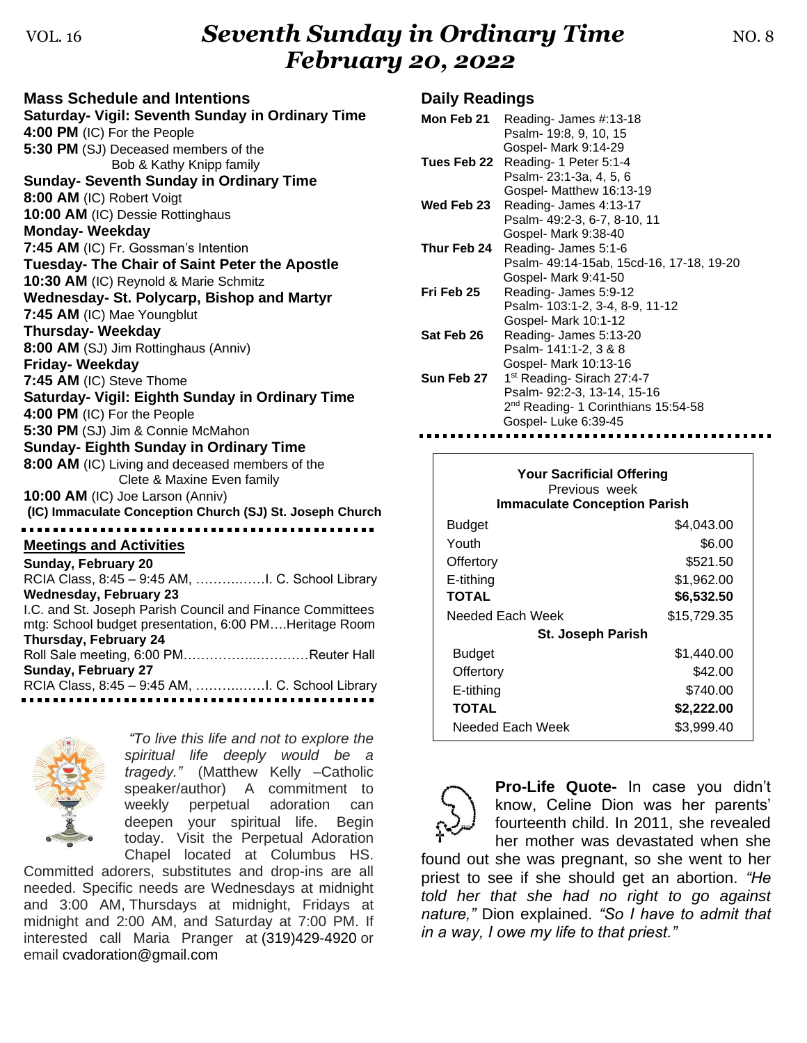VOL. 16 — NO. 8

# Seventh Sunday in Ordinary Time
# February 20, 2022

## Mass Schedule and Intentions

**Saturday- Vigil: Seventh Sunday in Ordinary Time**
**4:00 PM** (IC) For the People
**5:30 PM** (SJ) Deceased members of the Bob & Kathy Knipp family

**Sunday- Seventh Sunday in Ordinary Time**
**8:00 AM** (IC) Robert Voigt
**10:00 AM** (IC) Dessie Rottinghaus

**Monday- Weekday**
**7:45 AM** (IC) Fr. Gossman's Intention

**Tuesday- The Chair of Saint Peter the Apostle**
**10:30 AM** (IC) Reynold & Marie Schmitz

**Wednesday- St. Polycarp, Bishop and Martyr**
**7:45 AM** (IC) Mae Youngblut

**Thursday- Weekday**
**8:00 AM** (SJ) Jim Rottinghaus (Anniv)

**Friday- Weekday**
**7:45 AM** (IC) Steve Thome

**Saturday- Vigil: Eighth Sunday in Ordinary Time**
**4:00 PM** (IC) For the People
**5:30 PM** (SJ) Jim & Connie McMahon

**Sunday- Eighth Sunday in Ordinary Time**
**8:00 AM** (IC) Living and deceased members of the Clete & Maxine Even family
**10:00 AM** (IC) Joe Larson (Anniv)

**(IC) Immaculate Conception Church (SJ) St. Joseph Church**

## Meetings and Activities

**Sunday, February 20**
RCIA Class, 8:45 – 9:45 AM, …………….I. C. School Library

**Wednesday, February 23**
I.C. and St. Joseph Parish Council and Finance Committees mtg: School budget presentation, 6:00 PM….Heritage Room

**Thursday, February 24**
Roll Sale meeting, 6:00 PM……………..………Reuter Hall

**Sunday, February 27**
RCIA Class, 8:45 – 9:45 AM, …………….I. C. School Library

*"To live this life and not to explore the spiritual life deeply would be a tragedy."* (Matthew Kelly –Catholic speaker/author) A commitment to weekly perpetual adoration can deepen your spiritual life. Begin today. Visit the Perpetual Adoration Chapel located at Columbus HS. Committed adorers, substitutes and drop-ins are all needed. Specific needs are Wednesdays at midnight and 3:00 AM, Thursdays at midnight, Fridays at midnight and 2:00 AM, and Saturday at 7:00 PM. If interested call Maria Pranger at (319)429-4920 or email cvadoration@gmail.com

## Daily Readings

**Mon Feb 21** Reading- James #:13-18
Psalm- 19:8, 9, 10, 15
Gospel- Mark 9:14-29

**Tues Feb 22** Reading- 1 Peter 5:1-4
Psalm- 23:1-3a, 4, 5, 6
Gospel- Matthew 16:13-19

**Wed Feb 23** Reading- James 4:13-17
Psalm- 49:2-3, 6-7, 8-10, 11
Gospel- Mark 9:38-40

**Thur Feb 24** Reading- James 5:1-6
Psalm- 49:14-15ab, 15cd-16, 17-18, 19-20
Gospel- Mark 9:41-50

**Fri Feb 25** Reading- James 5:9-12
Psalm- 103:1-2, 3-4, 8-9, 11-12
Gospel- Mark 10:1-12

**Sat Feb 26** Reading- James 5:13-20
Psalm- 141:1-2, 3 & 8
Gospel- Mark 10:13-16

**Sun Feb 27** 1st Reading- Sirach 27:4-7
Psalm- 92:2-3, 13-14, 15-16
2nd Reading- 1 Corinthians 15:54-58
Gospel- Luke 6:39-45

**Your Sacrificial Offering**
Previous week

| **Immaculate Conception Parish** | |
|---|---|
| Budget | $4,043.00 |
| Youth | $6.00 |
| Offertory | $521.50 |
| E-tithing | $1,962.00 |
| **TOTAL** | **$6,532.50** |
| Needed Each Week | $15,729.35 |
| **St. Joseph Parish** | |
| Budget | $1,440.00 |
| Offertory | $42.00 |
| E-tithing | $740.00 |
| **TOTAL** | **$2,222.00** |
| Needed Each Week | $3,999.40 |

**Pro-Life Quote-** In case you didn't know, Celine Dion was her parents' fourteenth child. In 2011, she revealed her mother was devastated when she found out she was pregnant, so she went to her priest to see if she should get an abortion. *"He told her that she had no right to go against nature,"* Dion explained. *"So I have to admit that in a way, I owe my life to that priest."*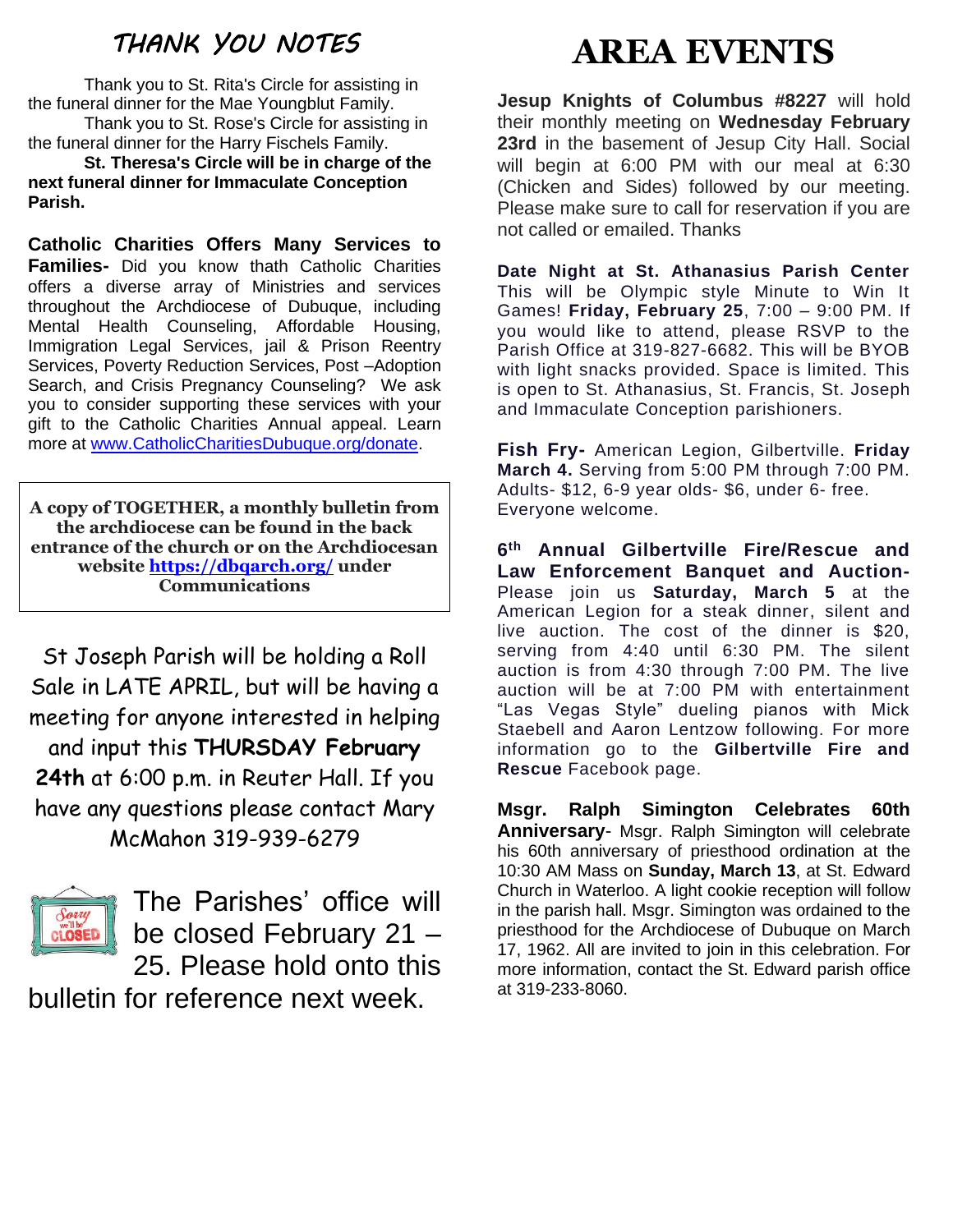# THANK YOU NOTES

Thank you to St. Rita's Circle for assisting in the funeral dinner for the Mae Youngblut Family.

Thank you to St. Rose's Circle for assisting in the funeral dinner for the Harry Fischels Family.

**St. Theresa's Circle will be in charge of the next funeral dinner for Immaculate Conception Parish.**

**Catholic Charities Offers Many Services to Families-** Did you know thath Catholic Charities offers a diverse array of Ministries and services throughout the Archdiocese of Dubuque, including Mental Health Counseling, Affordable Housing, Immigration Legal Services, jail & Prison Reentry Services, Poverty Reduction Services, Post –Adoption Search, and Crisis Pregnancy Counseling? We ask you to consider supporting these services with your gift to the Catholic Charities Annual appeal. Learn more at www.CatholicCharitiesDubuque.org/donate.

**A copy of TOGETHER, a monthly bulletin from the archdiocese can be found in the back entrance of the church or on the Archdiocesan website https://dbqarch.org/ under Communications**

St Joseph Parish will be holding a Roll Sale in LATE APRIL, but will be having a meeting for anyone interested in helping and input this **THURSDAY February 24th** at 6:00 p.m. in Reuter Hall. If you have any questions please contact Mary McMahon 319-939-6279

The Parishes' office will be closed February 21 – 25. Please hold onto this bulletin for reference next week.

# AREA EVENTS

**Jesup Knights of Columbus #8227** will hold their monthly meeting on **Wednesday February 23rd** in the basement of Jesup City Hall. Social will begin at 6:00 PM with our meal at 6:30 (Chicken and Sides) followed by our meeting. Please make sure to call for reservation if you are not called or emailed. Thanks

**Date Night at St. Athanasius Parish Center** This will be Olympic style Minute to Win It Games! **Friday, February 25**, 7:00 – 9:00 PM. If you would like to attend, please RSVP to the Parish Office at 319-827-6682. This will be BYOB with light snacks provided. Space is limited. This is open to St. Athanasius, St. Francis, St. Joseph and Immaculate Conception parishioners.

**Fish Fry-** American Legion, Gilbertville. **Friday March 4.** Serving from 5:00 PM through 7:00 PM. Adults- $12, 6-9 year olds- $6, under 6- free. Everyone welcome.

**6th Annual Gilbertville Fire/Rescue and Law Enforcement Banquet and Auction-** Please join us **Saturday, March 5** at the American Legion for a steak dinner, silent and live auction. The cost of the dinner is $20, serving from 4:40 until 6:30 PM. The silent auction is from 4:30 through 7:00 PM. The live auction will be at 7:00 PM with entertainment "Las Vegas Style" dueling pianos with Mick Staebell and Aaron Lentzow following. For more information go to the **Gilbertville Fire and Rescue** Facebook page.

**Msgr. Ralph Simington Celebrates 60th Anniversary**- Msgr. Ralph Simington will celebrate his 60th anniversary of priesthood ordination at the 10:30 AM Mass on **Sunday, March 13**, at St. Edward Church in Waterloo. A light cookie reception will follow in the parish hall. Msgr. Simington was ordained to the priesthood for the Archdiocese of Dubuque on March 17, 1962. All are invited to join in this celebration. For more information, contact the St. Edward parish office at 319-233-8060.